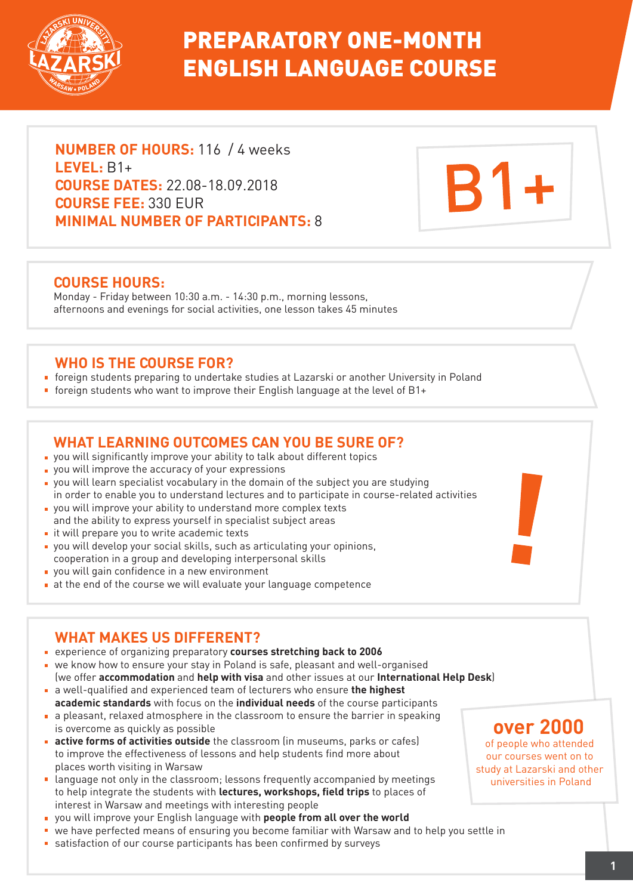# PREPARATORY ONE-MONTH ENGLISH LANGUAGE COURSE

**NUMBER OF HOURS:** 116 / 4 weeks
**LEVEL:** B1+
**COURSE DATES:** 22.08-18.09.2018
**COURSE FEE:** 330 EUR
**MINIMAL NUMBER OF PARTICIPANTS:** 8

B1+

## COURSE HOURS:

Monday - Friday between 10:30 a.m. - 14:30 p.m., morning lessons, afternoons and evenings for social activities, one lesson takes 45 minutes

## WHO IS THE COURSE FOR?

- foreign students preparing to undertake studies at Lazarski or another University in Poland
- foreign students who want to improve their English language at the level of B1+

## WHAT LEARNING OUTCOMES CAN YOU BE SURE OF?

- you will significantly improve your ability to talk about different topics
- you will improve the accuracy of your expressions
- you will learn specialist vocabulary in the domain of the subject you are studying in order to enable you to understand lectures and to participate in course-related activities
- you will improve your ability to understand more complex texts and the ability to express yourself in specialist subject areas
- it will prepare you to write academic texts
- you will develop your social skills, such as articulating your opinions, cooperation in a group and developing interpersonal skills
- you will gain confidence in a new environment
- at the end of the course we will evaluate your language competence

## WHAT MAKES US DIFFERENT?

- experience of organizing preparatory **courses stretching back to 2006**
- we know how to ensure your stay in Poland is safe, pleasant and well-organised (we offer **accommodation** and **help with visa** and other issues at our **International Help Desk**)
- a well-qualified and experienced team of lecturers who ensure **the highest academic standards** with focus on the **individual needs** of the course participants
- a pleasant, relaxed atmosphere in the classroom to ensure the barrier in speaking is overcome as quickly as possible
- **active forms of activities outside** the classroom (in museums, parks or cafes) to improve the effectiveness of lessons and help students find more about places worth visiting in Warsaw
- language not only in the classroom; lessons frequently accompanied by meetings to help integrate the students with **lectures, workshops, field trips** to places of interest in Warsaw and meetings with interesting people
- you will improve your English language with **people from all over the world**
- we have perfected means of ensuring you become familiar with Warsaw and to help you settle in
- satisfaction of our course participants has been confirmed by surveys

**over 2000**
of people who attended our courses went on to study at Lazarski and other universities in Poland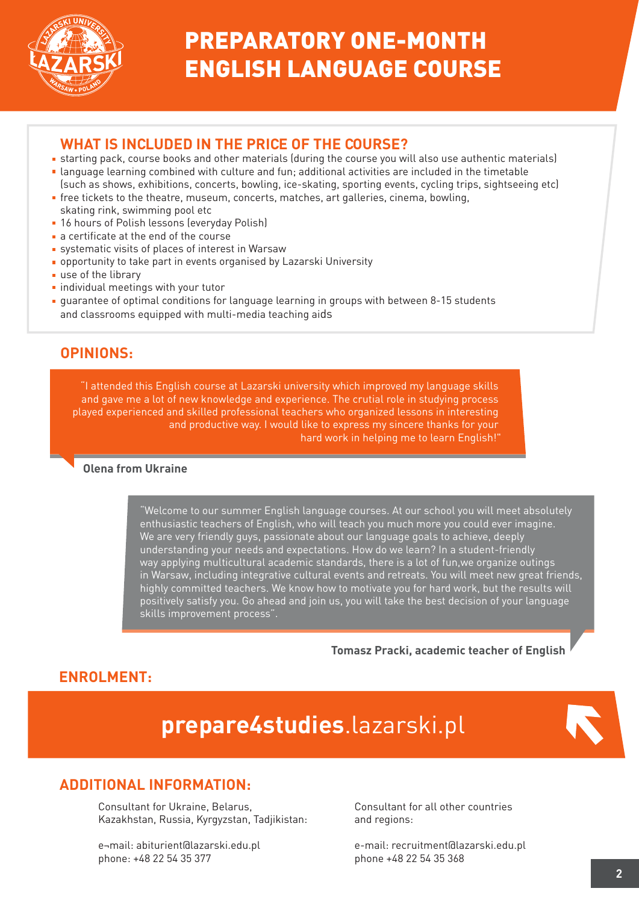# PREPARATORY ONE-MONTH ENGLISH LANGUAGE COURSE

## WHAT IS INCLUDED IN THE PRICE OF THE COURSE?

- starting pack, course books and other materials (during the course you will also use authentic materials)
- language learning combined with culture and fun; additional activities are included in the timetable (such as shows, exhibitions, concerts, bowling, ice-skating, sporting events, cycling trips, sightseeing etc)
- free tickets to the theatre, museum, concerts, matches, art galleries, cinema, bowling, skating rink, swimming pool etc
- 16 hours of Polish lessons (everyday Polish)
- a certificate at the end of the course
- systematic visits of places of interest in Warsaw
- opportunity to take part in events organised by Lazarski University
- use of the library
- individual meetings with your tutor
- guarantee of optimal conditions for language learning in groups with between 8-15 students and classrooms equipped with multi-media teaching aids

## OPINIONS:

"I attended this English course at Lazarski university which improved my language skills and gave me a lot of new knowledge and experience. The crutial role in studying process played experienced and skilled professional teachers who organized lessons in interesting and productive way. I would like to express my sincere thanks for your hard work in helping me to learn English!"

**Olena from Ukraine**

"Welcome to our summer English language courses. At our school you will meet absolutely enthusiastic teachers of English, who will teach you much more you could ever imagine. We are very friendly guys, passionate about our language goals to achieve, deeply understanding your needs and expectations. How do we learn? In a student-friendly way applying multicultural academic standards, there is a lot of fun,we organize outings in Warsaw, including integrative cultural events and retreats. You will meet new great friends, highly committed teachers. We know how to motivate you for hard work, but the results will positively satisfy you. Go ahead and join us, you will take the best decision of your language skills improvement process".

**Tomasz Pracki, academic teacher of English**

## ENROLMENT:

**prepare4studies**.lazarski.pl

## ADDITIONAL INFORMATION:

Consultant for Ukraine, Belarus, Kazakhstan, Russia, Kyrgyzstan, Tadjikistan:

e¬mail: abiturient@lazarski.edu.pl
phone: +48 22 54 35 377

Consultant for all other countries and regions:

e-mail: recruitment@lazarski.edu.pl
phone +48 22 54 35 368